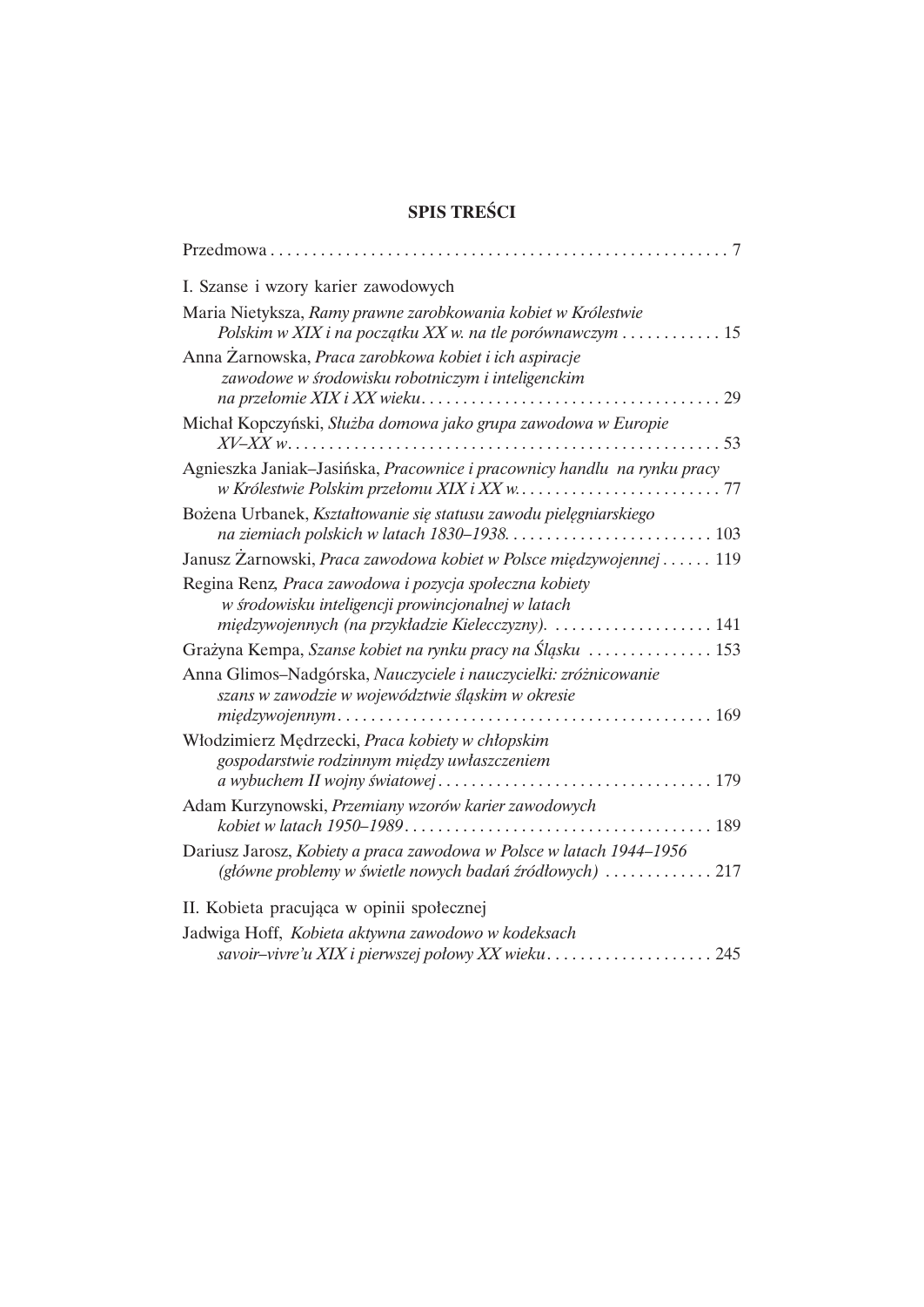# SPIS TREŚCI

Przedmowa . . . . . . . . . . . . . . . . . . . . . . . . . . . . . . . . . . . . . . . . . . . . . . . . . . . . 7

## I. Szanse i wzory karier zawodowych

Maria Nietyksza, *Ramy prawne zarobkowania kobiet w Królestwie Polskim w XIX i na początku XX w. na tle porównawczym* . . . . . . . . . . . . 15

Anna Żarnowska, *Praca zarobkowa kobiet i ich aspiracje zawodowe w środowisku robotniczym i inteligenckim na przełomie XIX i XX wieku* . . . . . . . . . . . . . . . . . . . . . . . . . . . . . . . . . . . . 29

Michał Kopczyński, *Służba domowa jako grupa zawodowa w Europie XV–XX w.* . . . . . . . . . . . . . . . . . . . . . . . . . . . . . . . . . . . . . . . . . . . . . . . . . . . 53

Agnieszka Janiak–Jasińska, *Pracownice i pracownicy handlu na rynku pracy w Królestwie Polskim przełomu XIX i XX w.* . . . . . . . . . . . . . . . . . . . . . . . . 77

Bożena Urbanek, *Kształtowanie się statusu zawodu pielęgniarskiego na ziemiach polskich w latach 1830–1938.* . . . . . . . . . . . . . . . . . . . . . . . . 103

Janusz Żarnowski, *Praca zawodowa kobiet w Polsce międzywojennej* . . . . . . 119

Regina Renz, *Praca zawodowa i pozycja społeczna kobiety w środowisku inteligencji prowincjonalnej w latach międzywojennych (na przykładzie Kielecczyzny).* . . . . . . . . . . . . . . . . . . . 141

Grażyna Kempa, *Szanse kobiet na rynku pracy na Śląsku* . . . . . . . . . . . . . . . 153

Anna Glimos–Nadgórska, *Nauczyciele i nauczycielki: zróżnicowanie szans w zawodzie w województwie śląskim w okresie międzywojennym* . . . . . . . . . . . . . . . . . . . . . . . . . . . . . . . . . . . . . . . . . . . . 169

Włodzimierz Mędrzecki, *Praca kobiety w chłopskim gospodarstwie rodzinnym między uwłaszczeniem a wybuchem II wojny światowej* . . . . . . . . . . . . . . . . . . . . . . . . . . . . . . . . . 179

Adam Kurzynowski, *Przemiany wzorów karier zawodowych kobiet w latach 1950–1989* . . . . . . . . . . . . . . . . . . . . . . . . . . . . . . . . . . . . . 189

Dariusz Jarosz, *Kobiety a praca zawodowa w Polsce w latach 1944–1956 (główne problemy w świetle nowych badań źródłowych)* . . . . . . . . . . . . . 217

## II. Kobieta pracująca w opinii społecznej

Jadwiga Hoff, *Kobieta aktywna zawodowo w kodeksach savoir–vivre'u XIX i pierwszej połowy XX wieku* . . . . . . . . . . . . . . . . . . . . 245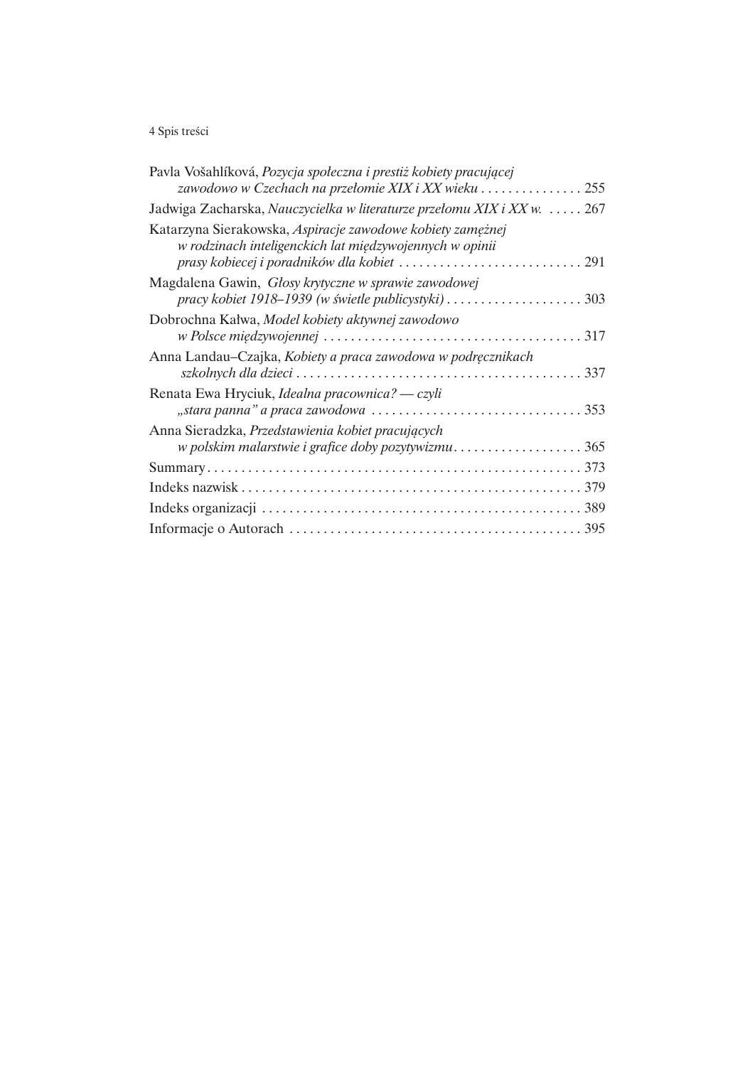Pavla Vošahlíková, *Pozycja społeczna i prestiż kobiety pracującej zawodowo w Czechach na przełomie XIX i XX wieku* . . . . . . . . . . . . . . . 255

Jadwiga Zacharska, *Nauczycielka w literaturze przełomu XIX i XX w.* . . . . . 267

Katarzyna Sierakowska, *Aspiracje zawodowe kobiety zamężnej w rodzinach inteligenckich lat międzywojennych w opinii prasy kobiecej i poradników dla kobiet* . . . . . . . . . . . . . . . . . . . . . . . . . . . 291

Magdalena Gawin, *Głosy krytyczne w sprawie zawodowej pracy kobiet 1918–1939 (w świetle publicystyki)* . . . . . . . . . . . . . . . . . . . . 303

Dobrochna Kałwa, *Model kobiety aktywnej zawodowo w Polsce międzywojennej* . . . . . . . . . . . . . . . . . . . . . . . . . . . . . . . . . . . . . . 317

Anna Landau–Czajka, *Kobiety a praca zawodowa w podręcznikach szkolnych dla dzieci* . . . . . . . . . . . . . . . . . . . . . . . . . . . . . . . . . . . . . . . . . . 337

Renata Ewa Hryciuk, *Idealna pracownica? — czyli „stara panna" a praca zawodowa* . . . . . . . . . . . . . . . . . . . . . . . . . . . . . . . 353

Anna Sieradzka, *Przedstawienia kobiet pracujących w polskim malarstwie i grafice doby pozytywizmu* . . . . . . . . . . . . . . . . . . . 365

Summary . . . . . . . . . . . . . . . . . . . . . . . . . . . . . . . . . . . . . . . . . . . . . . . . . . . . . . 373

Indeks nazwisk . . . . . . . . . . . . . . . . . . . . . . . . . . . . . . . . . . . . . . . . . . . . . . . . . 379

Indeks organizacji . . . . . . . . . . . . . . . . . . . . . . . . . . . . . . . . . . . . . . . . . . . . . . 389

Informacje o Autorach . . . . . . . . . . . . . . . . . . . . . . . . . . . . . . . . . . . . . . . . . . 395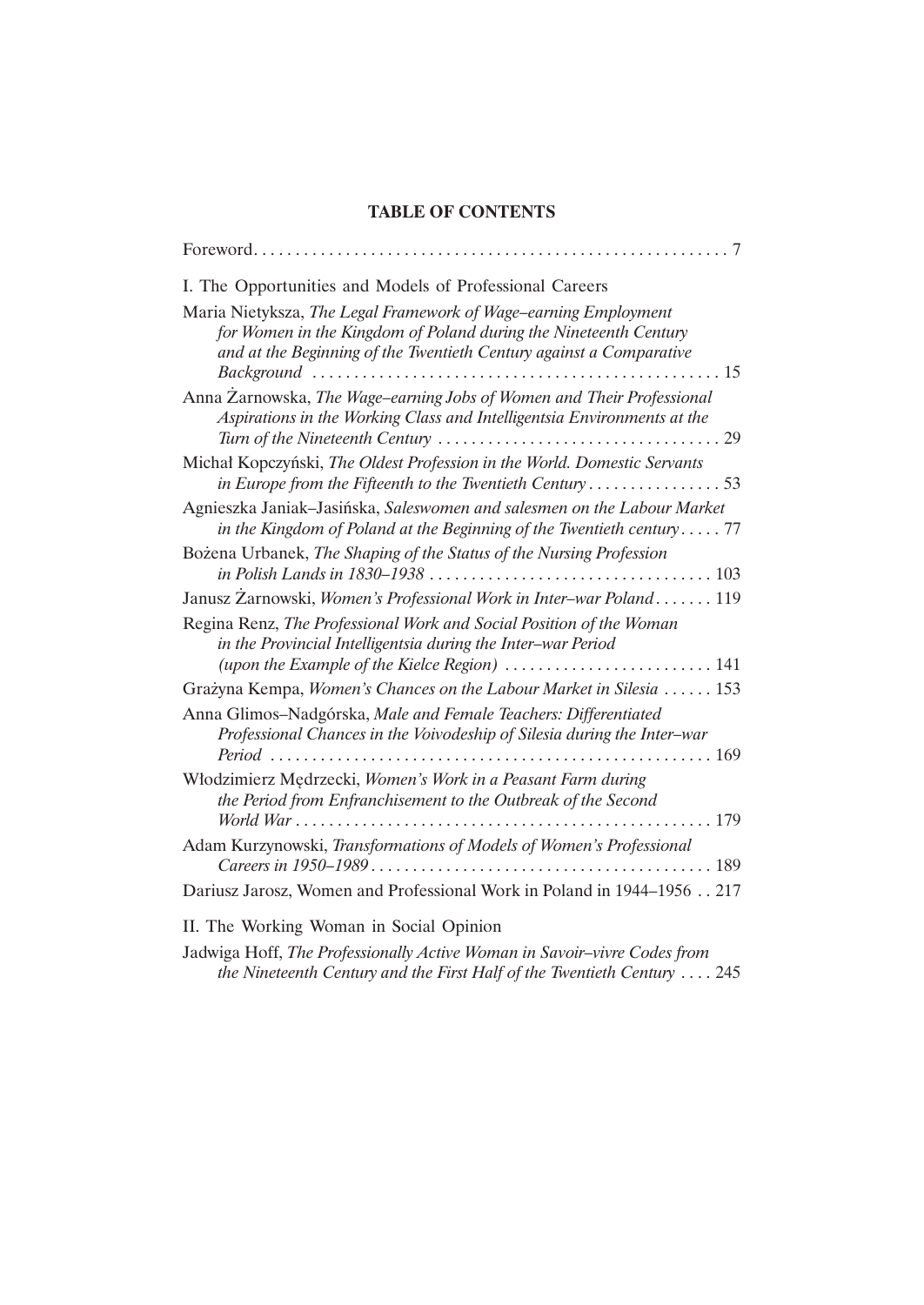# TABLE OF CONTENTS

Foreword . . . 7

I. The Opportunities and Models of Professional Careers

Maria Nietyksza, *The Legal Framework of Wage–earning Employment for Women in the Kingdom of Poland during the Nineteenth Century and at the Beginning of the Twentieth Century against a Comparative Background* . . . 15

Anna Żarnowska, *The Wage–earning Jobs of Women and Their Professional Aspirations in the Working Class and Intelligentsia Environments at the Turn of the Nineteenth Century* . . . 29

Michał Kopczyński, *The Oldest Profession in the World. Domestic Servants in Europe from the Fifteenth to the Twentieth Century* . . . 53

Agnieszka Janiak–Jasińska, *Saleswomen and salesmen on the Labour Market in the Kingdom of Poland at the Beginning of the Twentieth century* . . . 77

Bożena Urbanek, *The Shaping of the Status of the Nursing Profession in Polish Lands in 1830–1938* . . . 103

Janusz Żarnowski, *Women's Professional Work in Inter–war Poland* . . . 119

Regina Renz, *The Professional Work and Social Position of the Woman in the Provincial Intelligentsia during the Inter–war Period (upon the Example of the Kielce Region)* . . . 141

Grażyna Kempa, *Women's Chances on the Labour Market in Silesia* . . . 153

Anna Glimos–Nadgórska, *Male and Female Teachers: Differentiated Professional Chances in the Voivodeship of Silesia during the Inter–war Period* . . . 169

Włodzimierz Mędrzecki, *Women's Work in a Peasant Farm during the Period from Enfranchisement to the Outbreak of the Second World War* . . . 179

Adam Kurzynowski, *Transformations of Models of Women's Professional Careers in 1950–1989* . . . 189

Dariusz Jarosz, Women and Professional Work in Poland in 1944–1956 . . 217

II. The Working Woman in Social Opinion

Jadwiga Hoff, *The Professionally Active Woman in Savoir–vivre Codes from the Nineteenth Century and the First Half of the Twentieth Century* . . . 245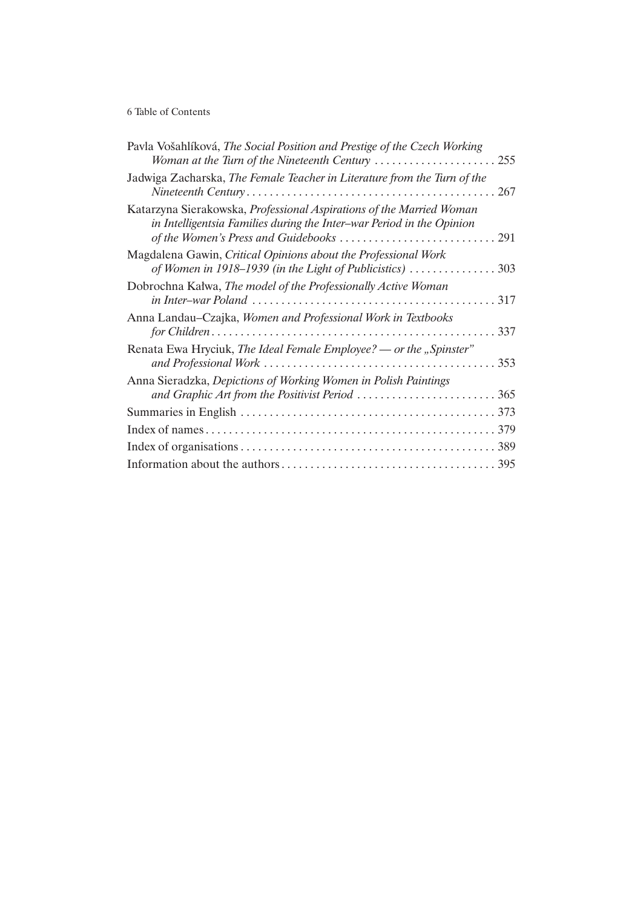Pavla Vošahlíková, *The Social Position and Prestige of the Czech Working Woman at the Turn of the Nineteenth Century* . . . . . . . . . . . . . . . . . . . . . 255

Jadwiga Zacharska, *The Female Teacher in Literature from the Turn of the Nineteenth Century* . . . . . . . . . . . . . . . . . . . . . . . . . . . . . . . . . . . . . . . . . . . 267

Katarzyna Sierakowska, *Professional Aspirations of the Married Woman in Intelligentsia Families during the Inter–war Period in the Opinion of the Women's Press and Guidebooks* . . . . . . . . . . . . . . . . . . . . . . . . . . 291

Magdalena Gawin, *Critical Opinions about the Professional Work of Women in 1918–1939 (in the Light of Publicistics)* . . . . . . . . . . . . . . . 303

Dobrochna Kałwa, *The model of the Professionally Active Woman in Inter–war Poland* . . . . . . . . . . . . . . . . . . . . . . . . . . . . . . . . . . . . . . . . . . 317

Anna Landau–Czajka, *Women and Professional Work in Textbooks for Children* . . . . . . . . . . . . . . . . . . . . . . . . . . . . . . . . . . . . . . . . . . . . . . . . . 337

Renata Ewa Hryciuk, *The Ideal Female Employee? — or the „Spinster" and Professional Work* . . . . . . . . . . . . . . . . . . . . . . . . . . . . . . . . . . . . . . . . 353

Anna Sieradzka, *Depictions of Working Women in Polish Paintings and Graphic Art from the Positivist Period* . . . . . . . . . . . . . . . . . . . . . . . . 365

Summaries in English . . . . . . . . . . . . . . . . . . . . . . . . . . . . . . . . . . . . . . . . . . . 373

Index of names . . . . . . . . . . . . . . . . . . . . . . . . . . . . . . . . . . . . . . . . . . . . . . . . . 379

Index of organisations . . . . . . . . . . . . . . . . . . . . . . . . . . . . . . . . . . . . . . . . . . . 389

Information about the authors . . . . . . . . . . . . . . . . . . . . . . . . . . . . . . . . . . . . 395